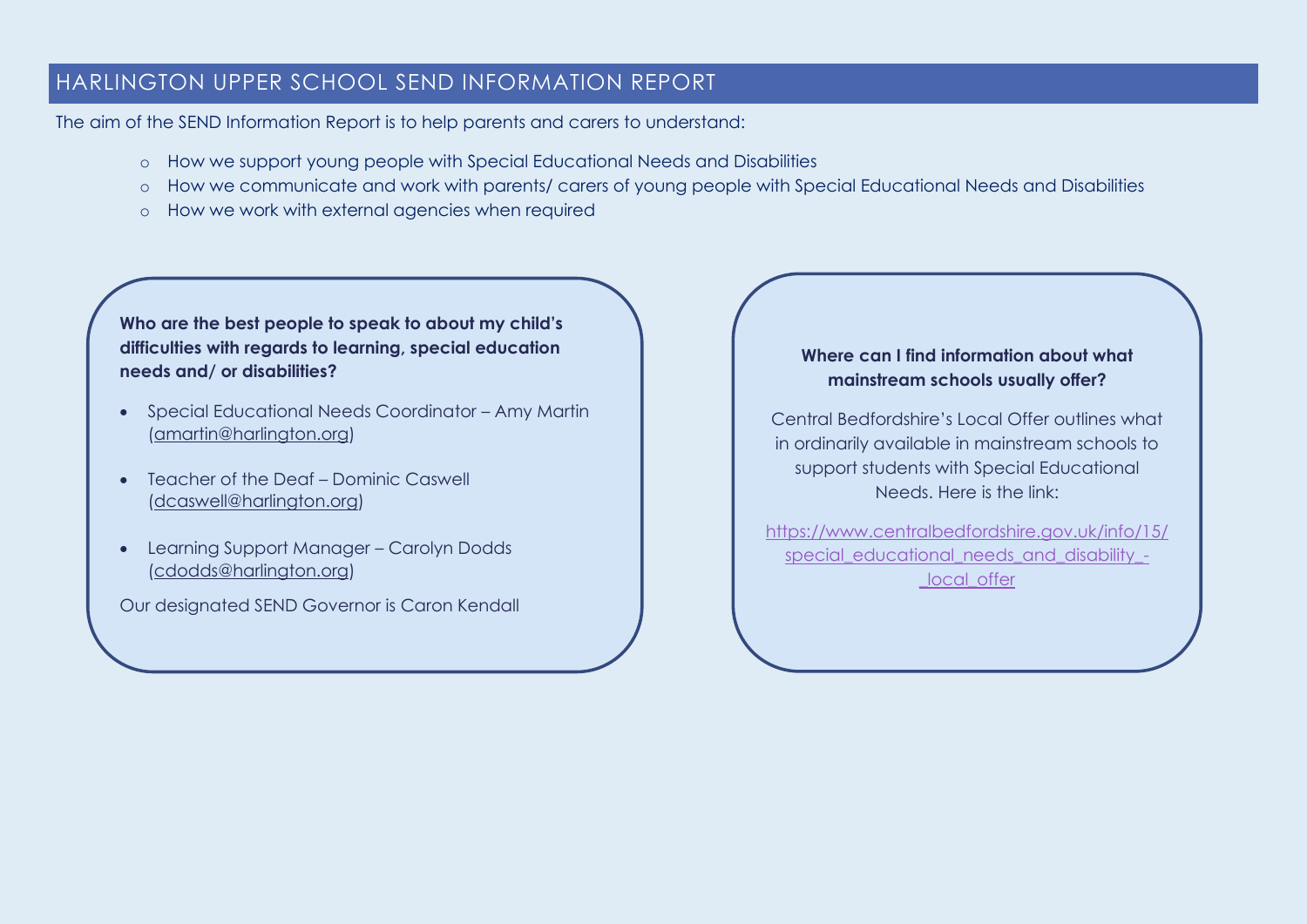# HARLINGTON UPPER SCHOOL SEND INFORMATION REPORT

The aim of the SEND Information Report is to help parents and carers to understand:

- How we support young people with Special Educational Needs and Disabilities
- How we communicate and work with parents/ carers of young people with Special Educational Needs and Disabilities
- How we work with external agencies when required

**Who are the best people to speak to about my child's difficulties with regards to learning, special education needs and/ or disabilities?**

- Special Educational Needs Coordinator – Amy Martin (amartin@harlington.org)
- Teacher of the Deaf – Dominic Caswell (dcaswell@harlington.org)
- Learning Support Manager – Carolyn Dodds (cdodds@harlington.org)

Our designated SEND Governor is Caron Kendall

**Where can I find information about what mainstream schools usually offer?**

Central Bedfordshire's Local Offer outlines what in ordinarily available in mainstream schools to support students with Special Educational Needs. Here is the link:

https://www.centralbedfordshire.gov.uk/info/15/special_educational_needs_and_disability_-_local_offer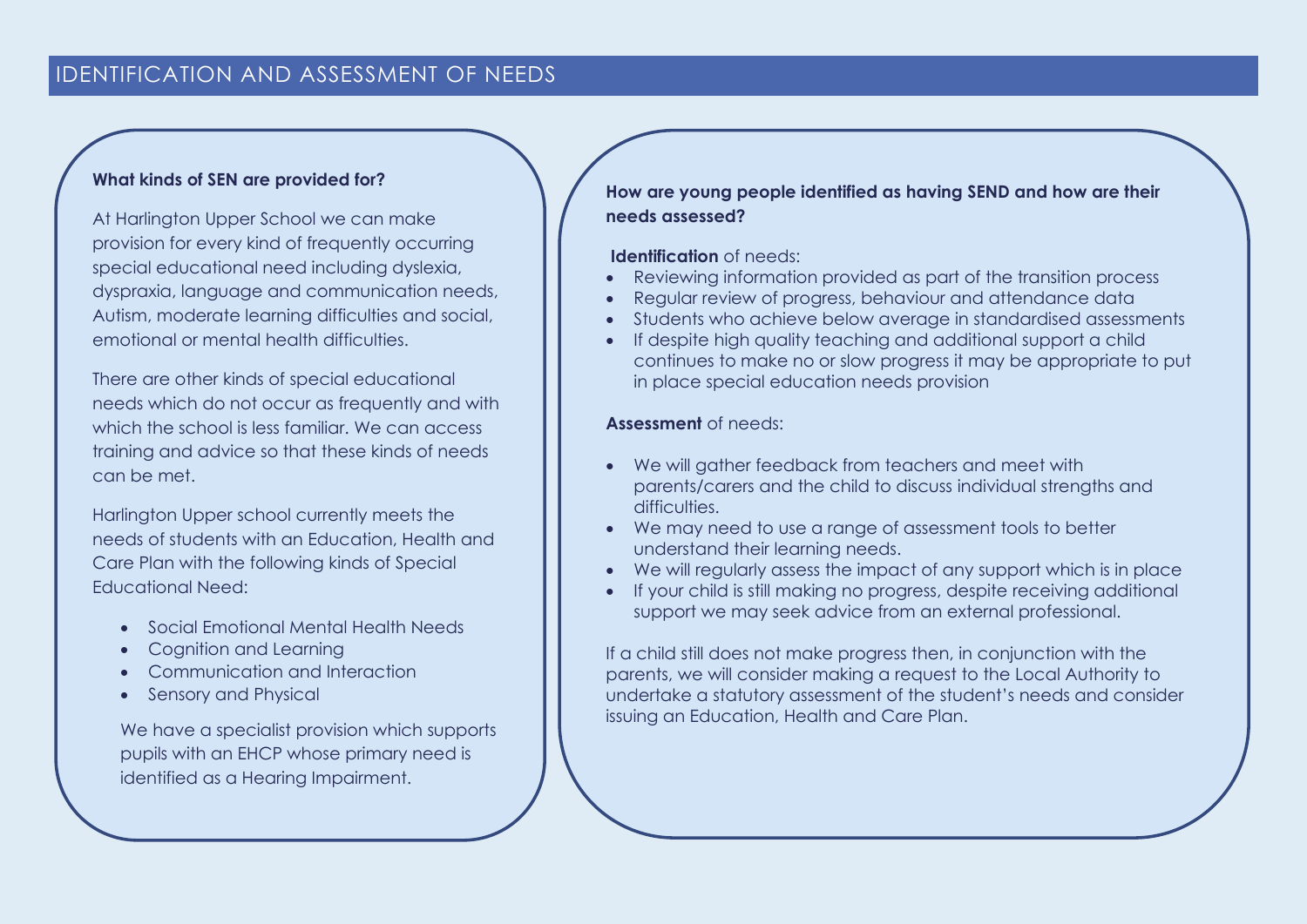# IDENTIFICATION AND ASSESSMENT OF NEEDS

**What kinds of SEN are provided for?**

At Harlington Upper School we can make provision for every kind of frequently occurring special educational need including dyslexia, dyspraxia, language and communication needs, Autism, moderate learning difficulties and social, emotional or mental health difficulties.

There are other kinds of special educational needs which do not occur as frequently and with which the school is less familiar. We can access training and advice so that these kinds of needs can be met.

Harlington Upper school currently meets the needs of students with an Education, Health and Care Plan with the following kinds of Special Educational Need:

- Social Emotional Mental Health Needs
- Cognition and Learning
- Communication and Interaction
- Sensory and Physical

We have a specialist provision which supports pupils with an EHCP whose primary need is identified as a Hearing Impairment.

**How are young people identified as having SEND and how are their needs assessed?**

**Identification** of needs:

- Reviewing information provided as part of the transition process
- Regular review of progress, behaviour and attendance data
- Students who achieve below average in standardised assessments
- If despite high quality teaching and additional support a child continues to make no or slow progress it may be appropriate to put in place special education needs provision

**Assessment** of needs:

- We will gather feedback from teachers and meet with parents/carers and the child to discuss individual strengths and difficulties.
- We may need to use a range of assessment tools to better understand their learning needs.
- We will regularly assess the impact of any support which is in place
- If your child is still making no progress, despite receiving additional support we may seek advice from an external professional.

If a child still does not make progress then, in conjunction with the parents, we will consider making a request to the Local Authority to undertake a statutory assessment of the student's needs and consider issuing an Education, Health and Care Plan.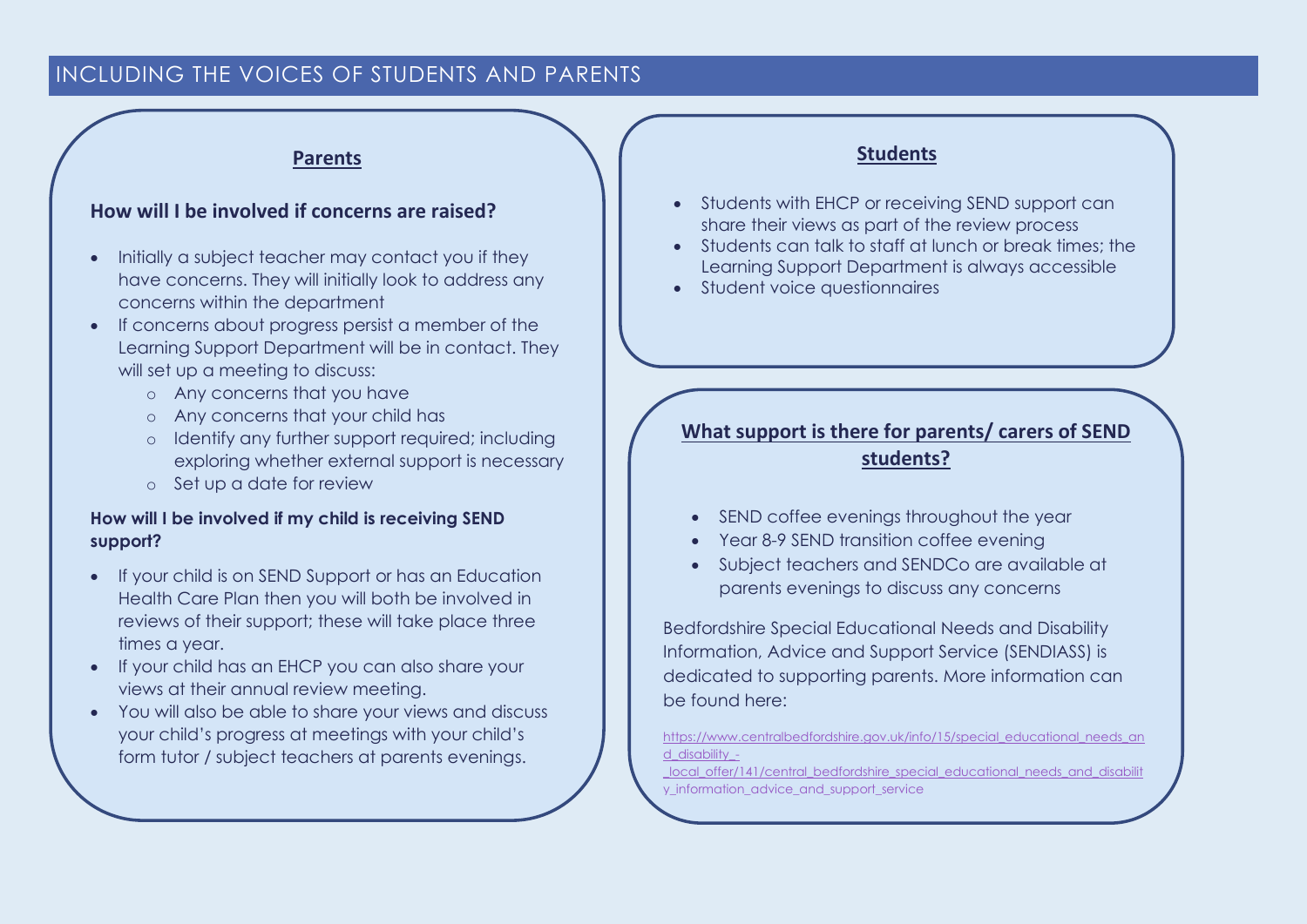# INCLUDING THE VOICES OF STUDENTS AND PARENTS

## Parents

### How will I be involved if concerns are raised?

- Initially a subject teacher may contact you if they have concerns. They will initially look to address any concerns within the department
- If concerns about progress persist a member of the Learning Support Department will be in contact. They will set up a meeting to discuss:
  - Any concerns that you have
  - Any concerns that your child has
  - Identify any further support required; including exploring whether external support is necessary
  - Set up a date for review

#### How will I be involved if my child is receiving SEND support?

- If your child is on SEND Support or has an Education Health Care Plan then you will both be involved in reviews of their support; these will take place three times a year.
- If your child has an EHCP you can also share your views at their annual review meeting.
- You will also be able to share your views and discuss your child's progress at meetings with your child's form tutor / subject teachers at parents evenings.

## Students

- Students with EHCP or receiving SEND support can share their views as part of the review process
- Students can talk to staff at lunch or break times; the Learning Support Department is always accessible
- Student voice questionnaires

## What support is there for parents/ carers of SEND students?

- SEND coffee evenings throughout the year
- Year 8-9 SEND transition coffee evening
- Subject teachers and SENDCo are available at parents evenings to discuss any concerns

Bedfordshire Special Educational Needs and Disability Information, Advice and Support Service (SENDIASS) is dedicated to supporting parents. More information can be found here:

https://www.centralbedfordshire.gov.uk/info/15/special_educational_needs_and_disability_-_local_offer/141/central_bedfordshire_special_educational_needs_and_disability_information_advice_and_support_service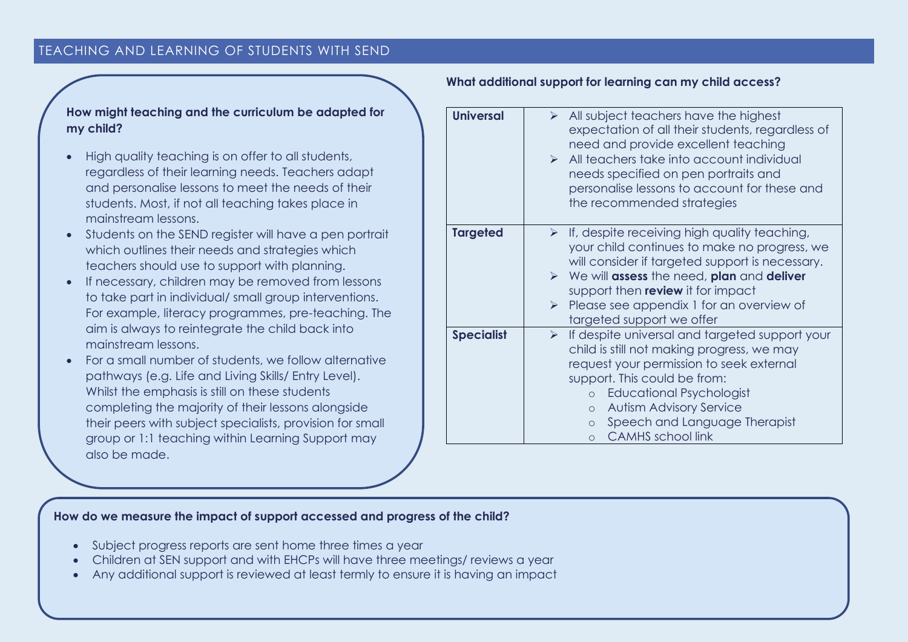## TEACHING AND LEARNING OF STUDENTS WITH SEND

### How might teaching and the curriculum be adapted for my child?

- High quality teaching is on offer to all students, regardless of their learning needs. Teachers adapt and personalise lessons to meet the needs of their students. Most, if not all teaching takes place in mainstream lessons.
- Students on the SEND register will have a pen portrait which outlines their needs and strategies which teachers should use to support with planning.
- If necessary, children may be removed from lessons to take part in individual/ small group interventions. For example, literacy programmes, pre-teaching. The aim is always to reintegrate the child back into mainstream lessons.
- For a small number of students, we follow alternative pathways (e.g. Life and Living Skills/ Entry Level). Whilst the emphasis is still on these students completing the majority of their lessons alongside their peers with subject specialists, provision for small group or 1:1 teaching within Learning Support may also be made.

### What additional support for learning can my child access?

| | |
|---|---|
| **Universal** | ➢ All subject teachers have the highest expectation of all their students, regardless of need and provide excellent teaching<br>➢ All teachers take into account individual needs specified on pen portraits and personalise lessons to account for these and the recommended strategies |
| **Targeted** | ➢ If, despite receiving high quality teaching, your child continues to make no progress, we will consider if targeted support is necessary.<br>➢ We will **assess** the need, **plan** and **deliver** support then **review** it for impact<br>➢ Please see appendix 1 for an overview of targeted support we offer |
| **Specialist** | ➢ If despite universal and targeted support your child is still not making progress, we may request your permission to seek external support. This could be from:<br>o Educational Psychologist<br>o Autism Advisory Service<br>o Speech and Language Therapist<br>o CAMHS school link |

### How do we measure the impact of support accessed and progress of the child?

- Subject progress reports are sent home three times a year
- Children at SEN support and with EHCPs will have three meetings/ reviews a year
- Any additional support is reviewed at least termly to ensure it is having an impact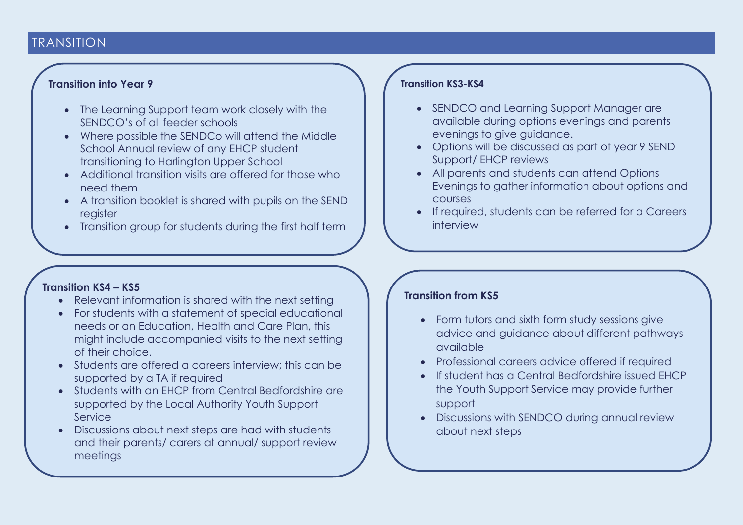# TRANSITION

### Transition into Year 9

- The Learning Support team work closely with the SENDCO's of all feeder schools
- Where possible the SENDCo will attend the Middle School Annual review of any EHCP student transitioning to Harlington Upper School
- Additional transition visits are offered for those who need them
- A transition booklet is shared with pupils on the SEND register
- Transition group for students during the first half term

### Transition KS3-KS4

- SENDCO and Learning Support Manager are available during options evenings and parents evenings to give guidance.
- Options will be discussed as part of year 9 SEND Support/ EHCP reviews
- All parents and students can attend Options Evenings to gather information about options and courses
- If required, students can be referred for a Careers interview

### Transition KS4 – KS5

- Relevant information is shared with the next setting
- For students with a statement of special educational needs or an Education, Health and Care Plan, this might include accompanied visits to the next setting of their choice.
- Students are offered a careers interview; this can be supported by a TA if required
- Students with an EHCP from Central Bedfordshire are supported by the Local Authority Youth Support Service
- Discussions about next steps are had with students and their parents/ carers at annual/ support review meetings

### Transition from KS5

- Form tutors and sixth form study sessions give advice and guidance about different pathways available
- Professional careers advice offered if required
- If student has a Central Bedfordshire issued EHCP the Youth Support Service may provide further support
- Discussions with SENDCO during annual review about next steps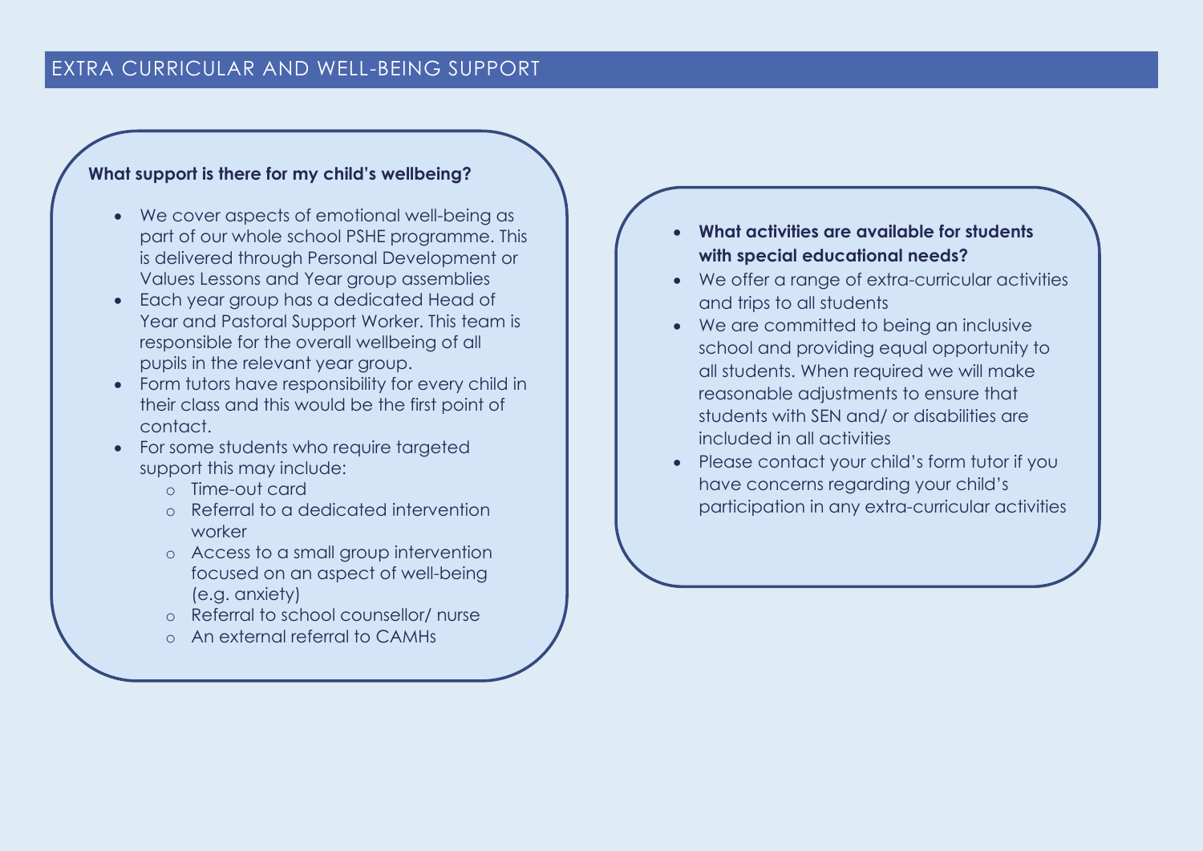## EXTRA CURRICULAR AND WELL-BEING SUPPORT

**What support is there for my child's wellbeing?**

- We cover aspects of emotional well-being as part of our whole school PSHE programme. This is delivered through Personal Development or Values Lessons and Year group assemblies
- Each year group has a dedicated Head of Year and Pastoral Support Worker. This team is responsible for the overall wellbeing of all pupils in the relevant year group.
- Form tutors have responsibility for every child in their class and this would be the first point of contact.
- For some students who require targeted support this may include:
  - Time-out card
  - Referral to a dedicated intervention worker
  - Access to a small group intervention focused on an aspect of well-being (e.g. anxiety)
  - Referral to school counsellor/ nurse
  - An external referral to CAMHs

- **What activities are available for students with special educational needs?**
- We offer a range of extra-curricular activities and trips to all students
- We are committed to being an inclusive school and providing equal opportunity to all students. When required we will make reasonable adjustments to ensure that students with SEN and/ or disabilities are included in all activities
- Please contact your child's form tutor if you have concerns regarding your child's participation in any extra-curricular activities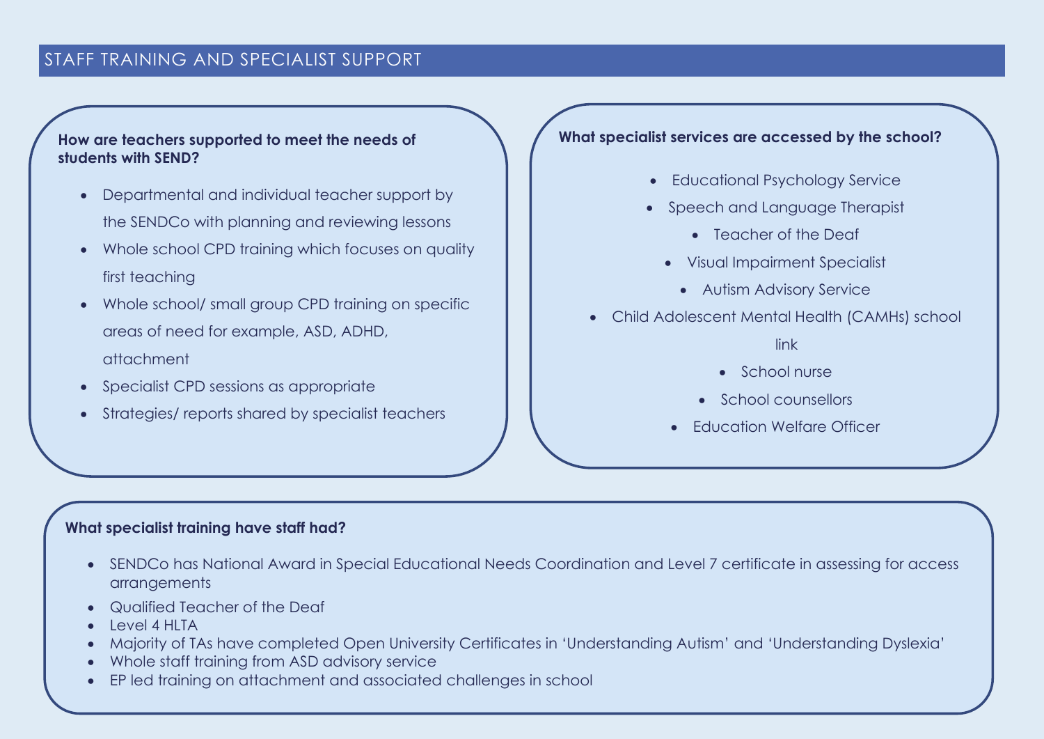## STAFF TRAINING AND SPECIALIST SUPPORT

**How are teachers supported to meet the needs of students with SEND?**

- Departmental and individual teacher support by the SENDCo with planning and reviewing lessons
- Whole school CPD training which focuses on quality first teaching
- Whole school/ small group CPD training on specific areas of need for example, ASD, ADHD, attachment
- Specialist CPD sessions as appropriate
- Strategies/ reports shared by specialist teachers

**What specialist services are accessed by the school?**

- Educational Psychology Service
- Speech and Language Therapist
- Teacher of the Deaf
- Visual Impairment Specialist
- Autism Advisory Service
- Child Adolescent Mental Health (CAMHs) school link
- School nurse
- School counsellors
- Education Welfare Officer

**What specialist training have staff had?**

- SENDCo has National Award in Special Educational Needs Coordination and Level 7 certificate in assessing for access arrangements
- Qualified Teacher of the Deaf
- Level 4 HLTA
- Majority of TAs have completed Open University Certificates in 'Understanding Autism' and 'Understanding Dyslexia'
- Whole staff training from ASD advisory service
- EP led training on attachment and associated challenges in school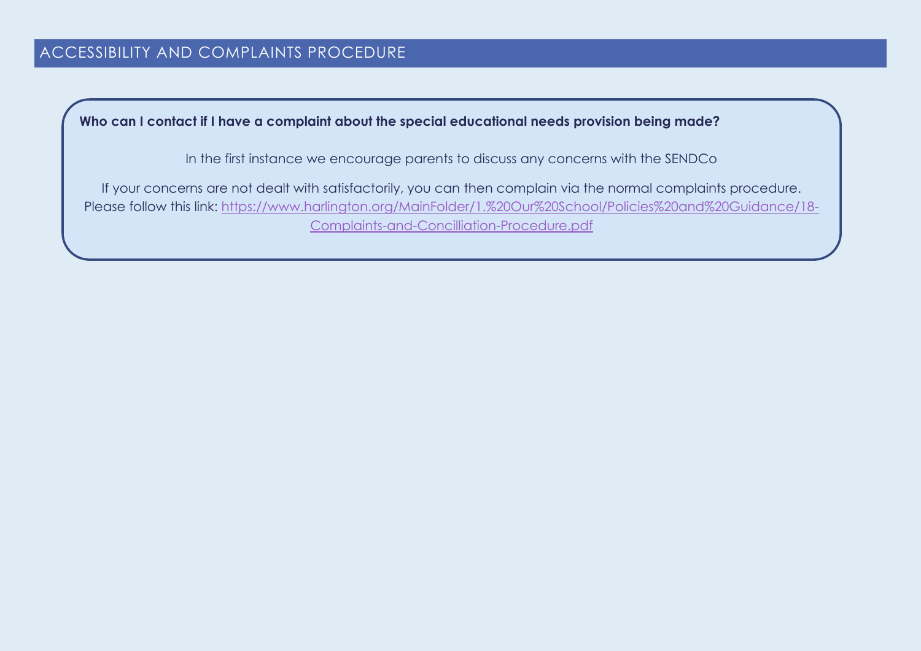## ACCESSIBILITY AND COMPLAINTS PROCEDURE

**Who can I contact if I have a complaint about the special educational needs provision being made?**

In the first instance we encourage parents to discuss any concerns with the SENDCo

If your concerns are not dealt with satisfactorily, you can then complain via the normal complaints procedure. Please follow this link: https://www.harlington.org/MainFolder/1.%20Our%20School/Policies%20and%20Guidance/18-Complaints-and-Concilliation-Procedure.pdf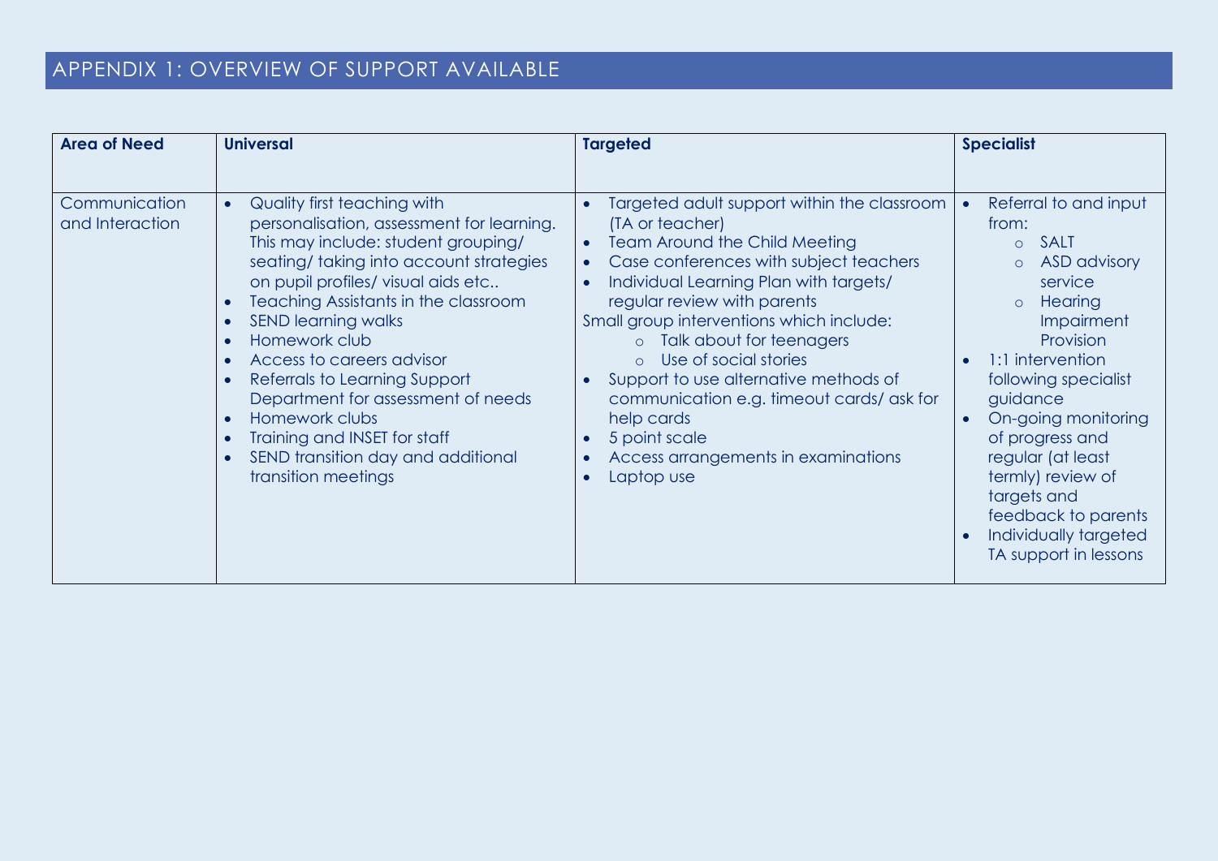## APPENDIX 1: OVERVIEW OF SUPPORT AVAILABLE

| **Area of Need** | **Universal** | **Targeted** | **Specialist** |
| --- | --- | --- | --- |
| Communication and Interaction | • Quality first teaching with personalisation, assessment for learning. This may include: student grouping/ seating/ taking into account strategies on pupil profiles/ visual aids etc..<br>• Teaching Assistants in the classroom<br>• SEND learning walks<br>• Homework club<br>• Access to careers advisor<br>• Referrals to Learning Support Department for assessment of needs<br>• Homework clubs<br>• Training and INSET for staff<br>• SEND transition day and additional transition meetings | • Targeted adult support within the classroom (TA or teacher)<br>• Team Around the Child Meeting<br>• Case conferences with subject teachers<br>• Individual Learning Plan with targets/ regular review with parents<br>Small group interventions which include:<br>  ○ Talk about for teenagers<br>  ○ Use of social stories<br>• Support to use alternative methods of communication e.g. timeout cards/ ask for help cards<br>• 5 point scale<br>• Access arrangements in examinations<br>• Laptop use | • Referral to and input from:<br>  ○ SALT<br>  ○ ASD advisory service<br>  ○ Hearing Impairment Provision<br>• 1:1 intervention following specialist guidance<br>• On-going monitoring of progress and regular (at least termly) review of targets and feedback to parents<br>• Individually targeted TA support in lessons |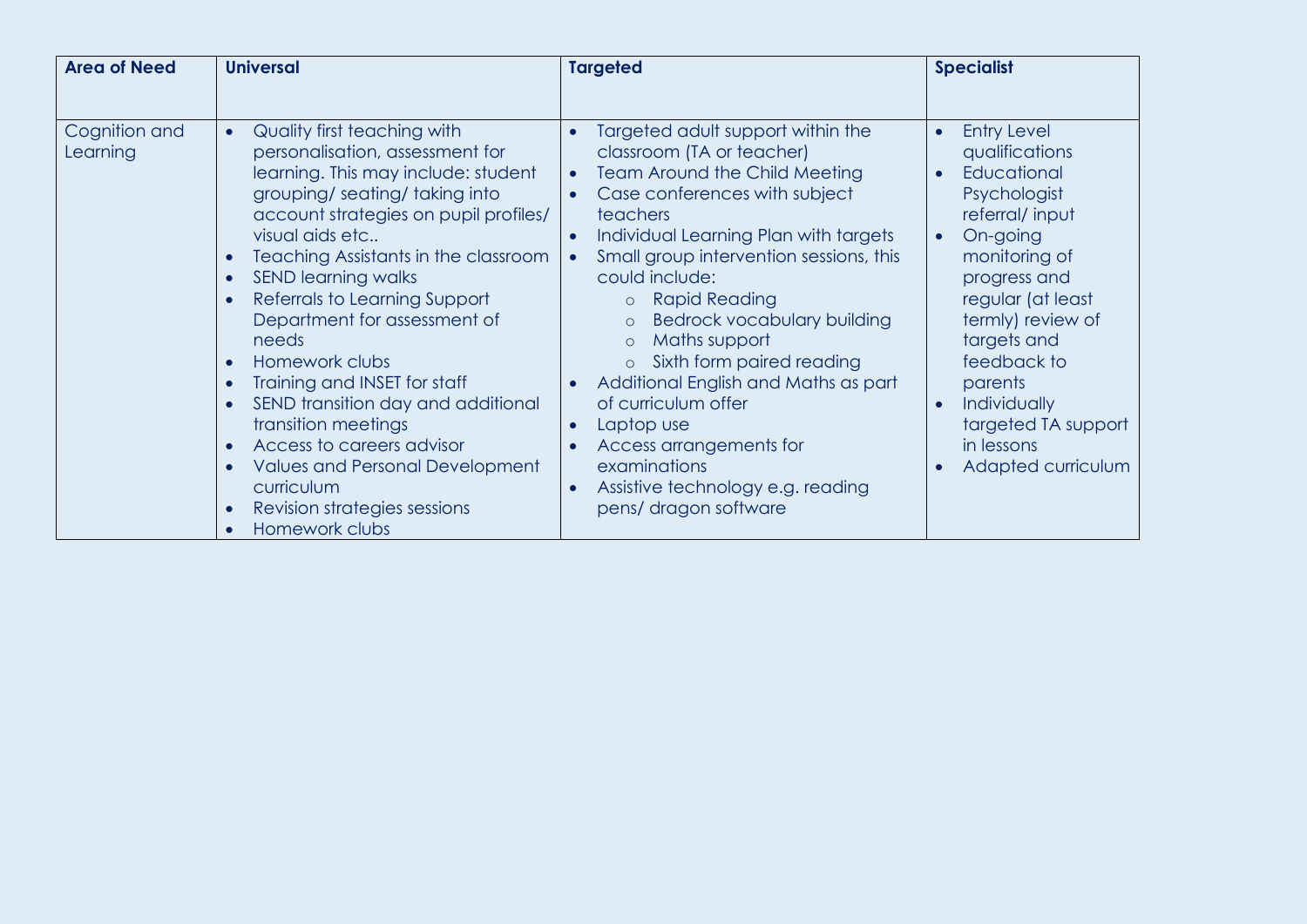| Area of Need | Universal | Targeted | Specialist |
| --- | --- | --- | --- |
| Cognition and Learning | • Quality first teaching with personalisation, assessment for learning. This may include: student grouping/ seating/ taking into account strategies on pupil profiles/ visual aids etc..<br>• Teaching Assistants in the classroom<br>• SEND learning walks<br>• Referrals to Learning Support Department for assessment of needs<br>• Homework clubs<br>• Training and INSET for staff<br>• SEND transition day and additional transition meetings<br>• Access to careers advisor<br>• Values and Personal Development curriculum<br>• Revision strategies sessions<br>• Homework clubs | • Targeted adult support within the classroom (TA or teacher)<br>• Team Around the Child Meeting<br>• Case conferences with subject teachers<br>• Individual Learning Plan with targets<br>• Small group intervention sessions, this could include:<br>&nbsp;&nbsp;&nbsp;&nbsp;○ Rapid Reading<br>&nbsp;&nbsp;&nbsp;&nbsp;○ Bedrock vocabulary building<br>&nbsp;&nbsp;&nbsp;&nbsp;○ Maths support<br>&nbsp;&nbsp;&nbsp;&nbsp;○ Sixth form paired reading<br>• Additional English and Maths as part of curriculum offer<br>• Laptop use<br>• Access arrangements for examinations<br>• Assistive technology e.g. reading pens/ dragon software | • Entry Level qualifications<br>• Educational Psychologist referral/ input<br>• On-going monitoring of progress and regular (at least termly) review of targets and feedback to parents<br>• Individually targeted TA support in lessons<br>• Adapted curriculum |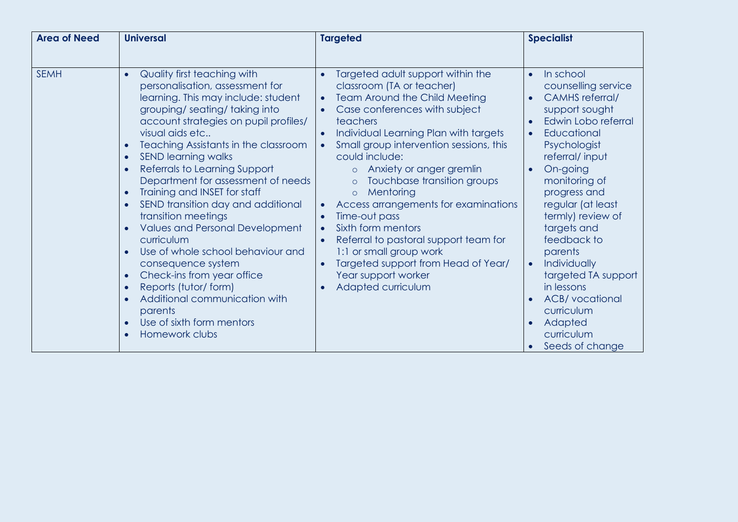| Area of Need | Universal | Targeted | Specialist |
| --- | --- | --- | --- |
| SEMH | • Quality first teaching with personalisation, assessment for learning. This may include: student grouping/ seating/ taking into account strategies on pupil profiles/ visual aids etc..<br>• Teaching Assistants in the classroom<br>• SEND learning walks<br>• Referrals to Learning Support Department for assessment of needs<br>• Training and INSET for staff<br>• SEND transition day and additional transition meetings<br>• Values and Personal Development curriculum<br>• Use of whole school behaviour and consequence system<br>• Check-ins from year office<br>• Reports (tutor/ form)<br>• Additional communication with parents<br>• Use of sixth form mentors<br>• Homework clubs | • Targeted adult support within the classroom (TA or teacher)<br>• Team Around the Child Meeting<br>• Case conferences with subject teachers<br>• Individual Learning Plan with targets<br>• Small group intervention sessions, this could include:<br>  ○ Anxiety or anger gremlin<br>  ○ Touchbase transition groups<br>  ○ Mentoring<br>• Access arrangements for examinations<br>• Time-out pass<br>• Sixth form mentors<br>• Referral to pastoral support team for 1:1 or small group work<br>• Targeted support from Head of Year/ Year support worker<br>• Adapted curriculum | • In school counselling service<br>• CAMHS referral/ support sought<br>• Edwin Lobo referral<br>• Educational Psychologist referral/ input<br>• On-going monitoring of progress and regular (at least termly) review of targets and feedback to parents<br>• Individually targeted TA support in lessons<br>• ACB/ vocational curriculum<br>• Adapted curriculum<br>• Seeds of change |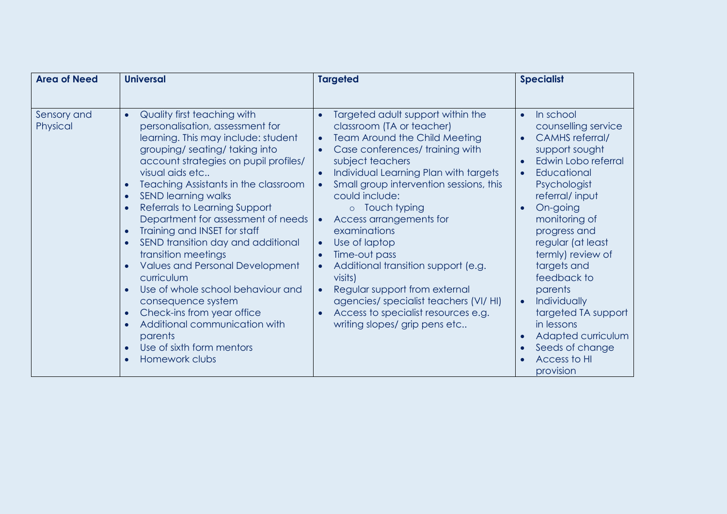| Area of Need | Universal | Targeted | Specialist |
|---|---|---|---|
| Sensory and Physical | • Quality first teaching with personalisation, assessment for learning. This may include: student grouping/ seating/ taking into account strategies on pupil profiles/ visual aids etc..<br>• Teaching Assistants in the classroom<br>• SEND learning walks<br>• Referrals to Learning Support Department for assessment of needs<br>• Training and INSET for staff<br>• SEND transition day and additional transition meetings<br>• Values and Personal Development curriculum<br>• Use of whole school behaviour and consequence system<br>• Check-ins from year office<br>• Additional communication with parents<br>• Use of sixth form mentors<br>• Homework clubs | • Targeted adult support within the classroom (TA or teacher)<br>• Team Around the Child Meeting<br>• Case conferences/ training with subject teachers<br>• Individual Learning Plan with targets<br>• Small group intervention sessions, this could include:<br>&nbsp;&nbsp;&nbsp;&nbsp;○ Touch typing<br>• Access arrangements for examinations<br>• Use of laptop<br>• Time-out pass<br>• Additional transition support (e.g. visits)<br>• Regular support from external agencies/ specialist teachers (VI/ HI)<br>• Access to specialist resources e.g. writing slopes/ grip pens etc.. | • In school counselling service<br>• CAMHS referral/ support sought<br>• Edwin Lobo referral<br>• Educational Psychologist referral/ input<br>• On-going monitoring of progress and regular (at least termly) review of targets and feedback to parents<br>• Individually targeted TA support in lessons<br>• Adapted curriculum<br>• Seeds of change<br>• Access to HI provision |